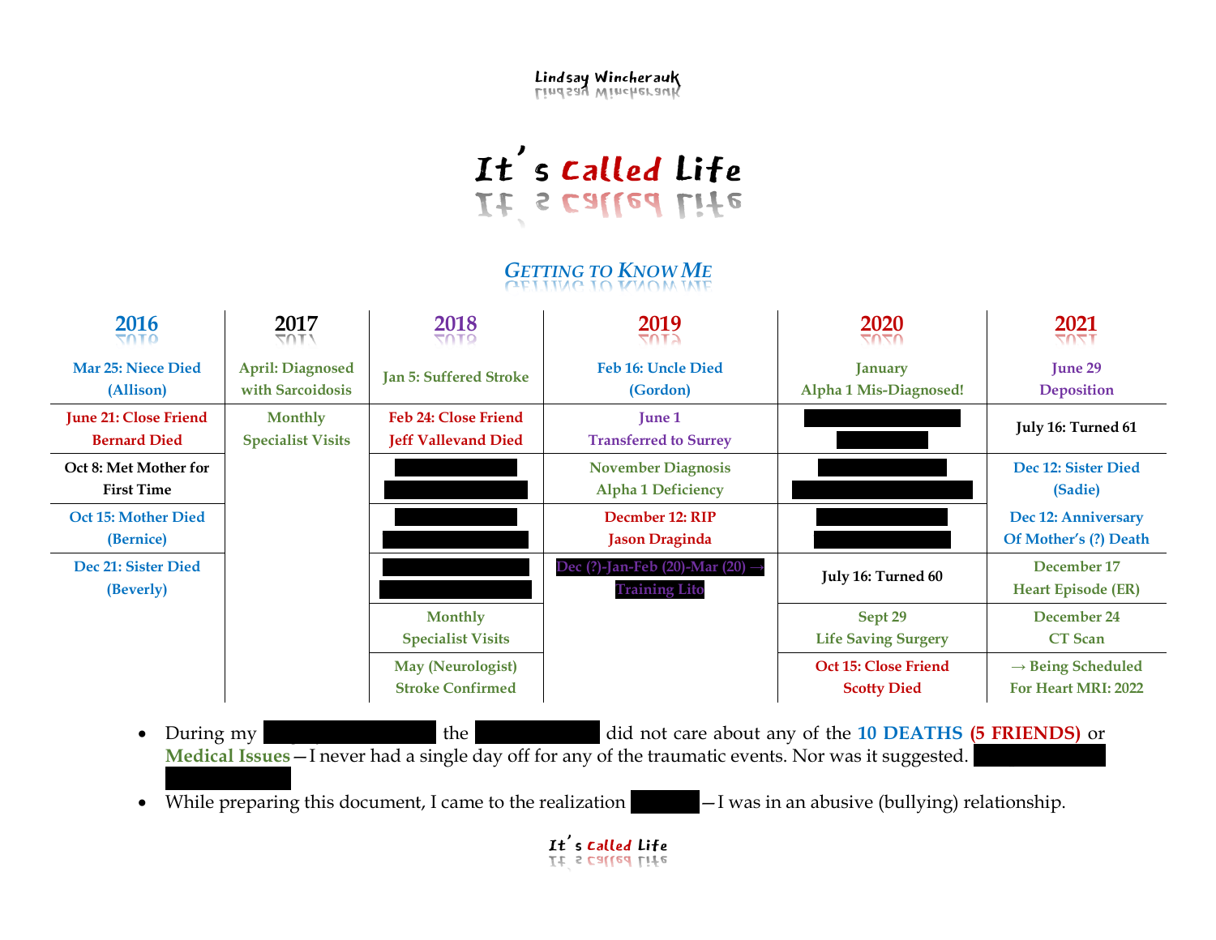Lindsay Wincherauk

# It's Called Life

## GETTING TO KNOW ME

| 2016 | 2017 | 2018 | 2019 | 2020 | 2021 |
|---|---|---|---|---|---|
| Mar 25: Niece Died (Allison) | April: Diagnosed with Sarcoidosis | Jan 5: Suffered Stroke | Feb 16: Uncle Died (Gordon) | January Alpha 1 Mis-Diagnosed! | June 29 Deposition |
| June 21: Close Friend Bernard Died | Monthly Specialist Visits | Feb 24: Close Friend Jeff Vallevand Died | June 1 Transferred to Surrey | [REDACTED] | July 16: Turned 61 |
| Oct 8: Met Mother for First Time | | [REDACTED] | November Diagnosis Alpha 1 Deficiency | [REDACTED] | Dec 12: Sister Died (Sadie) |
| Oct 15: Mother Died (Bernice) | | [REDACTED] | Decmber 12: RIP Jason Draginda | [REDACTED] | Dec 12: Anniversary Of Mother's (?) Death |
| Dec 21: Sister Died (Beverly) | | [REDACTED] | Dec (?)-Jan-Feb (20)-Mar (20) → Training Lito | July 16: Turned 60 | December 17 Heart Episode (ER) |
| | | Monthly Specialist Visits | | Sept 29 Life Saving Surgery | December 24 CT Scan |
| | | May (Neurologist) Stroke Confirmed | | Oct 15: Close Friend Scotty Died | → Being Scheduled For Heart MRI: 2022 |

- During my [REDACTED] the [REDACTED] did not care about any of the **10 DEATHS (5 FRIENDS)** or **Medical Issues**—I never had a single day off for any of the traumatic events. Nor was it suggested. [REDACTED]
- While preparing this document, I came to the realization [REDACTED]—I was in an abusive (bullying) relationship.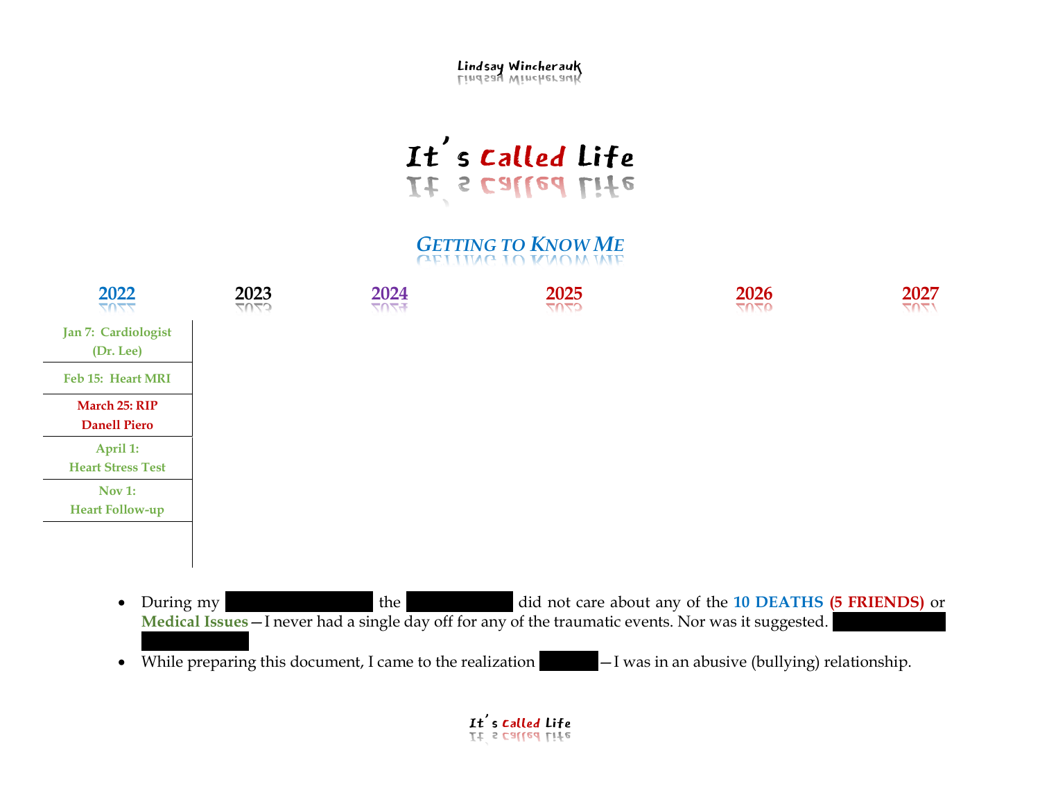# It's Called Life

## *Getting to Know Me*

| 2022 | 2023 | 2024 | 2025 | 2026 | 2027 |
|---|---|---|---|---|---|
| Jan 7: Cardiologist (Dr. Lee) | | | | | |
| Feb 15: Heart MRI | | | | | |
| March 25: RIP Danell Piero | | | | | |
| April 1: Heart Stress Test | | | | | |
| Nov 1: Heart Follow-up | | | | | |

- During my ███████ the ██████ did not care about any of the **10 DEATHS (5 FRIENDS)** or **Medical Issues**—I never had a single day off for any of the traumatic events. Nor was it suggested. ██████
- While preparing this document, I came to the realization ████—I was in an abusive (bullying) relationship.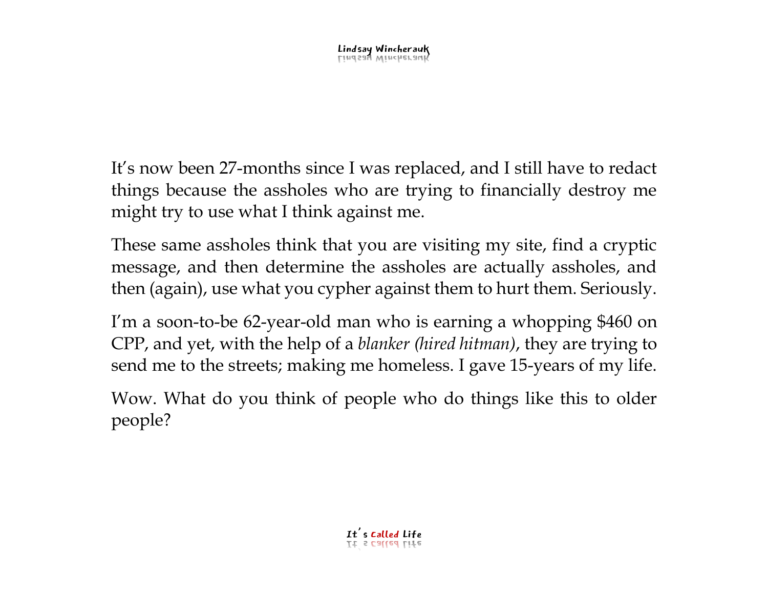It's now been 27-months since I was replaced, and I still have to redact things because the assholes who are trying to financially destroy me might try to use what I think against me.

These same assholes think that you are visiting my site, find a cryptic message, and then determine the assholes are actually assholes, and then (again), use what you cypher against them to hurt them. Seriously.

I'm a soon-to-be 62-year-old man who is earning a whopping $460 on CPP, and yet, with the help of a *blanker (hired hitman)*, they are trying to send me to the streets; making me homeless. I gave 15-years of my life.

Wow. What do you think of people who do things like this to older people?